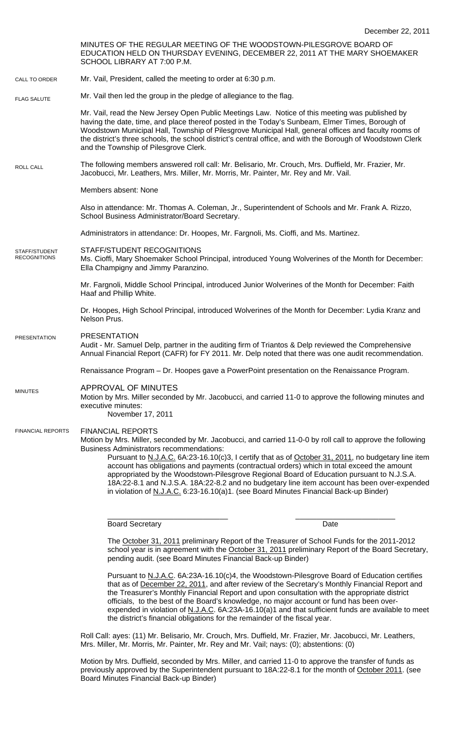December 22, 2011

MINUTES OF THE REGULAR MEETING OF THE WOODSTOWN-PILESGROVE BOARD OF EDUCATION HELD ON THURSDAY EVENING, DECEMBER 22, 2011 AT THE MARY SHOEMAKER SCHOOL LIBRARY AT 7:00 P.M.

CALL TO ORDER

Mr. Vail, President, called the meeting to order at 6:30 p.m.

FLAG SALUTE

Mr. Vail then led the group in the pledge of allegiance to the flag.

Mr. Vail, read the New Jersey Open Public Meetings Law. Notice of this meeting was published by having the date, time, and place thereof posted in the Today's Sunbeam, Elmer Times, Borough of Woodstown Municipal Hall, Township of Pilesgrove Municipal Hall, general offices and faculty rooms of the district's three schools, the school district's central office, and with the Borough of Woodstown Clerk and the Township of Pilesgrove Clerk.

ROLL CALL

The following members answered roll call: Mr. Belisario, Mr. Crouch, Mrs. Duffield, Mr. Frazier, Mr. Jacobucci, Mr. Leathers, Mrs. Miller, Mr. Morris, Mr. Painter, Mr. Rey and Mr. Vail.

Members absent: None

Also in attendance: Mr. Thomas A. Coleman, Jr., Superintendent of Schools and Mr. Frank A. Rizzo, School Business Administrator/Board Secretary.

Administrators in attendance: Dr. Hoopes, Mr. Fargnoli, Ms. Cioffi, and Ms. Martinez.

STAFF/STUDENT RECOGNITIONS

STAFF/STUDENT RECOGNITIONS

Ms. Cioffi, Mary Shoemaker School Principal, introduced Young Wolverines of the Month for December: Ella Champigny and Jimmy Paranzino.

Mr. Fargnoli, Middle School Principal, introduced Junior Wolverines of the Month for December: Faith Haaf and Phillip White.

Dr. Hoopes, High School Principal, introduced Wolverines of the Month for December: Lydia Kranz and Nelson Prus.

PRESENTATION

PRESENTATION

Audit - Mr. Samuel Delp, partner in the auditing firm of Triantos & Delp reviewed the Comprehensive Annual Financial Report (CAFR) for FY 2011. Mr. Delp noted that there was one audit recommendation.

Renaissance Program – Dr. Hoopes gave a PowerPoint presentation on the Renaissance Program.

MINUTES

APPROVAL OF MINUTES

Motion by Mrs. Miller seconded by Mr. Jacobucci, and carried 11-0 to approve the following minutes and executive minutes:

November 17, 2011

FINANCIAL REPORTS

FINANCIAL REPORTS

Motion by Mrs. Miller, seconded by Mr. Jacobucci, and carried 11-0-0 by roll call to approve the following Business Administrators recommendations:

Pursuant to N.J.A.C. 6A:23-16.10(c)3, I certify that as of October 31, 2011, no budgetary line item account has obligations and payments (contractual orders) which in total exceed the amount appropriated by the Woodstown-Pilesgrove Regional Board of Education pursuant to N.J.S.A. 18A:22-8.1 and N.J.S.A. 18A:22-8.2 and no budgetary line item account has been over-expended in violation of N.J.A.C. 6:23-16.10(a)1. (see Board Minutes Financial Back-up Binder)

Board Secretary                                        Date

The October 31, 2011 preliminary Report of the Treasurer of School Funds for the 2011-2012 school year is in agreement with the October 31, 2011 preliminary Report of the Board Secretary, pending audit. (see Board Minutes Financial Back-up Binder)

Pursuant to N.J.A.C. 6A:23A-16.10(c)4, the Woodstown-Pilesgrove Board of Education certifies that as of December 22, 2011, and after review of the Secretary's Monthly Financial Report and the Treasurer's Monthly Financial Report and upon consultation with the appropriate district officials, to the best of the Board's knowledge, no major account or fund has been over-expended in violation of N.J.A.C. 6A:23A-16.10(a)1 and that sufficient funds are available to meet the district's financial obligations for the remainder of the fiscal year.

Roll Call: ayes: (11) Mr. Belisario, Mr. Crouch, Mrs. Duffield, Mr. Frazier, Mr. Jacobucci, Mr. Leathers, Mrs. Miller, Mr. Morris, Mr. Painter, Mr. Rey and Mr. Vail; nays: (0); abstentions: (0)

Motion by Mrs. Duffield, seconded by Mrs. Miller, and carried 11-0 to approve the transfer of funds as previously approved by the Superintendent pursuant to 18A:22-8.1 for the month of October 2011. (see Board Minutes Financial Back-up Binder)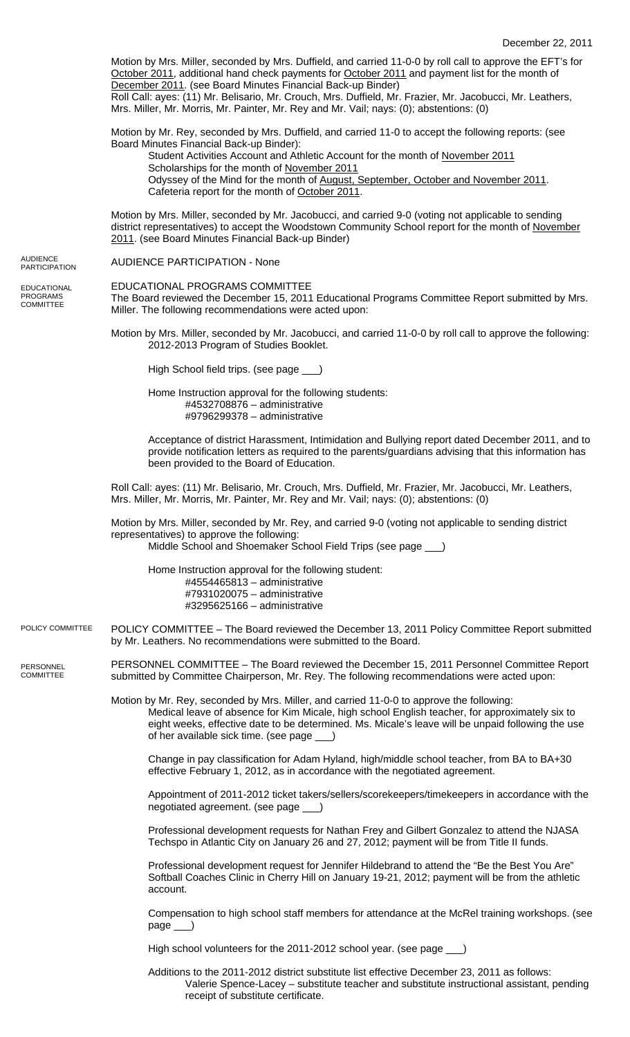Motion by Mrs. Miller, seconded by Mrs. Duffield, and carried 11-0-0 by roll call to approve the EFT's for October 2011, additional hand check payments for October 2011 and payment list for the month of December 2011. (see Board Minutes Financial Back-up Binder)
Roll Call: ayes: (11) Mr. Belisario, Mr. Crouch, Mrs. Duffield, Mr. Frazier, Mr. Jacobucci, Mr. Leathers, Mrs. Miller, Mr. Morris, Mr. Painter, Mr. Rey and Mr. Vail; nays: (0); abstentions: (0)

Motion by Mr. Rey, seconded by Mrs. Duffield, and carried 11-0 to accept the following reports: (see Board Minutes Financial Back-up Binder):

Student Activities Account and Athletic Account for the month of November 2011
Scholarships for the month of November 2011
Odyssey of the Mind for the month of August, September, October and November 2011.
Cafeteria report for the month of October 2011.

Motion by Mrs. Miller, seconded by Mr. Jacobucci, and carried 9-0 (voting not applicable to sending district representatives) to accept the Woodstown Community School report for the month of November 2011. (see Board Minutes Financial Back-up Binder)

AUDIENCE PARTICIPATION

AUDIENCE PARTICIPATION - None

EDUCATIONAL PROGRAMS COMMITTEE

EDUCATIONAL PROGRAMS COMMITTEE
The Board reviewed the December 15, 2011 Educational Programs Committee Report submitted by Mrs. Miller. The following recommendations were acted upon:

Motion by Mrs. Miller, seconded by Mr. Jacobucci, and carried 11-0-0 by roll call to approve the following:
2012-2013 Program of Studies Booklet.

High School field trips. (see page ___)

Home Instruction approval for the following students:
#4532708876 – administrative
#9796299378 – administrative

Acceptance of district Harassment, Intimidation and Bullying report dated December 2011, and to provide notification letters as required to the parents/guardians advising that this information has been provided to the Board of Education.

Roll Call: ayes: (11) Mr. Belisario, Mr. Crouch, Mrs. Duffield, Mr. Frazier, Mr. Jacobucci, Mr. Leathers, Mrs. Miller, Mr. Morris, Mr. Painter, Mr. Rey and Mr. Vail; nays: (0); abstentions: (0)

Motion by Mrs. Miller, seconded by Mr. Rey, and carried 9-0 (voting not applicable to sending district representatives) to approve the following:
Middle School and Shoemaker School Field Trips (see page ___)

Home Instruction approval for the following student:
#4554465813 – administrative
#7931020075 – administrative
#3295625166 – administrative

POLICY COMMITTEE

POLICY COMMITTEE – The Board reviewed the December 13, 2011 Policy Committee Report submitted by Mr. Leathers. No recommendations were submitted to the Board.

PERSONNEL COMMITTEE

PERSONNEL COMMITTEE – The Board reviewed the December 15, 2011 Personnel Committee Report submitted by Committee Chairperson, Mr. Rey. The following recommendations were acted upon:

Motion by Mr. Rey, seconded by Mrs. Miller, and carried 11-0-0 to approve the following:
Medical leave of absence for Kim Micale, high school English teacher, for approximately six to eight weeks, effective date to be determined. Ms. Micale's leave will be unpaid following the use of her available sick time. (see page ___)

Change in pay classification for Adam Hyland, high/middle school teacher, from BA to BA+30 effective February 1, 2012, as in accordance with the negotiated agreement.

Appointment of 2011-2012 ticket takers/sellers/scorekeepers/timekeepers in accordance with the negotiated agreement. (see page ___)

Professional development requests for Nathan Frey and Gilbert Gonzalez to attend the NJASA Techspo in Atlantic City on January 26 and 27, 2012; payment will be from Title II funds.

Professional development request for Jennifer Hildebrand to attend the "Be the Best You Are" Softball Coaches Clinic in Cherry Hill on January 19-21, 2012; payment will be from the athletic account.

Compensation to high school staff members for attendance at the McRel training workshops. (see page ___)

High school volunteers for the 2011-2012 school year. (see page ___)

Additions to the 2011-2012 district substitute list effective December 23, 2011 as follows:
Valerie Spence-Lacey – substitute teacher and substitute instructional assistant, pending receipt of substitute certificate.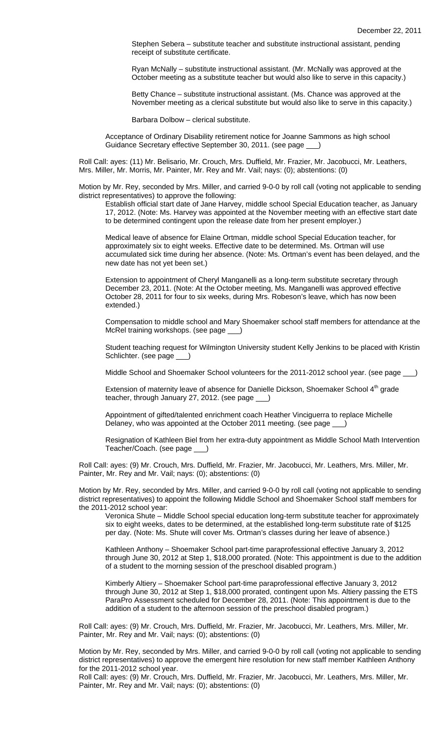Stephen Sebera – substitute teacher and substitute instructional assistant, pending receipt of substitute certificate.

Ryan McNally – substitute instructional assistant. (Mr. McNally was approved at the October meeting as a substitute teacher but would also like to serve in this capacity.)

Betty Chance – substitute instructional assistant. (Ms. Chance was approved at the November meeting as a clerical substitute but would also like to serve in this capacity.)

Barbara Dolbow – clerical substitute.

Acceptance of Ordinary Disability retirement notice for Joanne Sammons as high school Guidance Secretary effective September 30, 2011. (see page ___)

Roll Call: ayes: (11) Mr. Belisario, Mr. Crouch, Mrs. Duffield, Mr. Frazier, Mr. Jacobucci, Mr. Leathers, Mrs. Miller, Mr. Morris, Mr. Painter, Mr. Rey and Mr. Vail; nays: (0); abstentions: (0)

Motion by Mr. Rey, seconded by Mrs. Miller, and carried 9-0-0 by roll call (voting not applicable to sending district representatives) to approve the following:

Establish official start date of Jane Harvey, middle school Special Education teacher, as January 17, 2012. (Note: Ms. Harvey was appointed at the November meeting with an effective start date to be determined contingent upon the release date from her present employer.)

Medical leave of absence for Elaine Ortman, middle school Special Education teacher, for approximately six to eight weeks. Effective date to be determined. Ms. Ortman will use accumulated sick time during her absence. (Note: Ms. Ortman's event has been delayed, and the new date has not yet been set.)

Extension to appointment of Cheryl Manganelli as a long-term substitute secretary through December 23, 2011. (Note: At the October meeting, Ms. Manganelli was approved effective October 28, 2011 for four to six weeks, during Mrs. Robeson's leave, which has now been extended.)

Compensation to middle school and Mary Shoemaker school staff members for attendance at the McRel training workshops. (see page ___)

Student teaching request for Wilmington University student Kelly Jenkins to be placed with Kristin Schlichter. (see page ___)

Middle School and Shoemaker School volunteers for the 2011-2012 school year. (see page ___)

Extension of maternity leave of absence for Danielle Dickson, Shoemaker School 4th grade teacher, through January 27, 2012. (see page ___)

Appointment of gifted/talented enrichment coach Heather Vinciguerra to replace Michelle Delaney, who was appointed at the October 2011 meeting. (see page ___)

Resignation of Kathleen Biel from her extra-duty appointment as Middle School Math Intervention Teacher/Coach. (see page ___)

Roll Call: ayes: (9) Mr. Crouch, Mrs. Duffield, Mr. Frazier, Mr. Jacobucci, Mr. Leathers, Mrs. Miller, Mr. Painter, Mr. Rey and Mr. Vail; nays: (0); abstentions: (0)

Motion by Mr. Rey, seconded by Mrs. Miller, and carried 9-0-0 by roll call (voting not applicable to sending district representatives) to appoint the following Middle School and Shoemaker School staff members for the 2011-2012 school year:

Veronica Shute – Middle School special education long-term substitute teacher for approximately six to eight weeks, dates to be determined, at the established long-term substitute rate of $125 per day. (Note: Ms. Shute will cover Ms. Ortman's classes during her leave of absence.)

Kathleen Anthony – Shoemaker School part-time paraprofessional effective January 3, 2012 through June 30, 2012 at Step 1, $18,000 prorated. (Note: This appointment is due to the addition of a student to the morning session of the preschool disabled program.)

Kimberly Altiery – Shoemaker School part-time paraprofessional effective January 3, 2012 through June 30, 2012 at Step 1, $18,000 prorated, contingent upon Ms. Altiery passing the ETS ParaPro Assessment scheduled for December 28, 2011. (Note: This appointment is due to the addition of a student to the afternoon session of the preschool disabled program.)

Roll Call: ayes: (9) Mr. Crouch, Mrs. Duffield, Mr. Frazier, Mr. Jacobucci, Mr. Leathers, Mrs. Miller, Mr. Painter, Mr. Rey and Mr. Vail; nays: (0); abstentions: (0)

Motion by Mr. Rey, seconded by Mrs. Miller, and carried 9-0-0 by roll call (voting not applicable to sending district representatives) to approve the emergent hire resolution for new staff member Kathleen Anthony for the 2011-2012 school year.
Roll Call: ayes: (9) Mr. Crouch, Mrs. Duffield, Mr. Frazier, Mr. Jacobucci, Mr. Leathers, Mrs. Miller, Mr. Painter, Mr. Rey and Mr. Vail; nays: (0); abstentions: (0)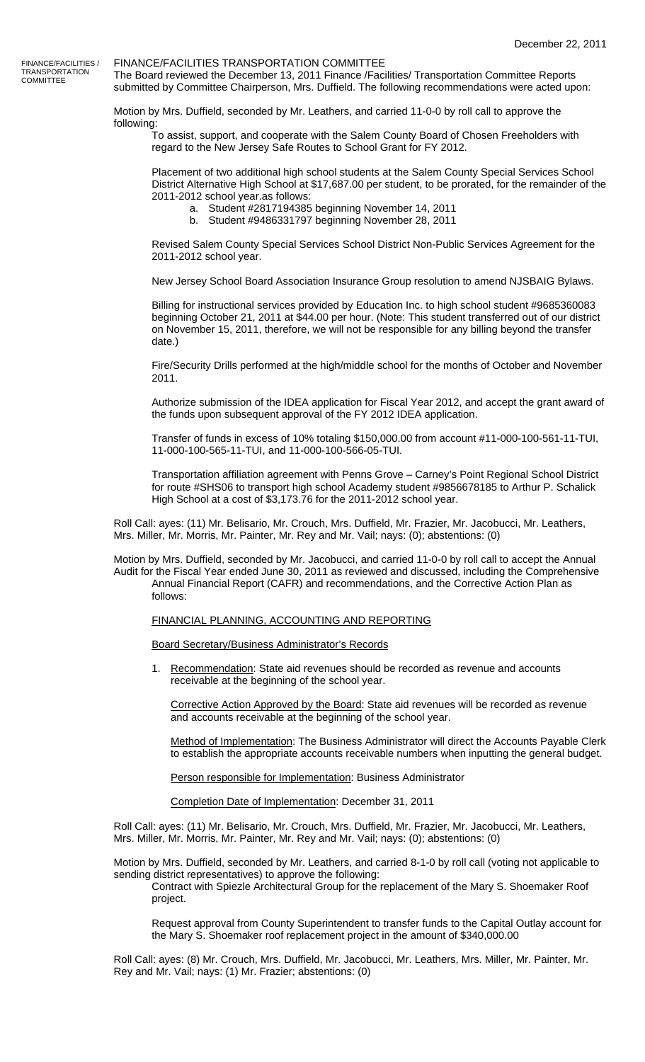December 22, 2011

FINANCE/FACILITIES / TRANSPORTATION COMMITTEE

## FINANCE/FACILITIES TRANSPORTATION COMMITTEE

The Board reviewed the December 13, 2011 Finance /Facilities/ Transportation Committee Reports submitted by Committee Chairperson, Mrs. Duffield. The following recommendations were acted upon:

Motion by Mrs. Duffield, seconded by Mr. Leathers, and carried 11-0-0 by roll call to approve the following:

To assist, support, and cooperate with the Salem County Board of Chosen Freeholders with regard to the New Jersey Safe Routes to School Grant for FY 2012.

Placement of two additional high school students at the Salem County Special Services School District Alternative High School at $17,687.00 per student, to be prorated, for the remainder of the 2011-2012 school year.as follows:

a. Student #2817194385 beginning November 14, 2011
b. Student #9486331797 beginning November 28, 2011

Revised Salem County Special Services School District Non-Public Services Agreement for the 2011-2012 school year.

New Jersey School Board Association Insurance Group resolution to amend NJSBAIG Bylaws.

Billing for instructional services provided by Education Inc. to high school student #9685360083 beginning October 21, 2011 at $44.00 per hour. (Note: This student transferred out of our district on November 15, 2011, therefore, we will not be responsible for any billing beyond the transfer date.)

Fire/Security Drills performed at the high/middle school for the months of October and November 2011.

Authorize submission of the IDEA application for Fiscal Year 2012, and accept the grant award of the funds upon subsequent approval of the FY 2012 IDEA application.

Transfer of funds in excess of 10% totaling $150,000.00 from account #11-000-100-561-11-TUI, 11-000-100-565-11-TUI, and 11-000-100-566-05-TUI.

Transportation affiliation agreement with Penns Grove – Carney's Point Regional School District for route #SHS06 to transport high school Academy student #9856678185 to Arthur P. Schalick High School at a cost of $3,173.76 for the 2011-2012 school year.

Roll Call: ayes: (11) Mr. Belisario, Mr. Crouch, Mrs. Duffield, Mr. Frazier, Mr. Jacobucci, Mr. Leathers, Mrs. Miller, Mr. Morris, Mr. Painter, Mr. Rey and Mr. Vail; nays: (0); abstentions: (0)

Motion by Mrs. Duffield, seconded by Mr. Jacobucci, and carried 11-0-0 by roll call to accept the Annual Audit for the Fiscal Year ended June 30, 2011 as reviewed and discussed, including the Comprehensive Annual Financial Report (CAFR) and recommendations, and the Corrective Action Plan as follows:

FINANCIAL PLANNING, ACCOUNTING AND REPORTING

Board Secretary/Business Administrator's Records

1. Recommendation: State aid revenues should be recorded as revenue and accounts receivable at the beginning of the school year.

   Corrective Action Approved by the Board: State aid revenues will be recorded as revenue and accounts receivable at the beginning of the school year.

   Method of Implementation: The Business Administrator will direct the Accounts Payable Clerk to establish the appropriate accounts receivable numbers when inputting the general budget.

   Person responsible for Implementation: Business Administrator

   Completion Date of Implementation: December 31, 2011

Roll Call: ayes: (11) Mr. Belisario, Mr. Crouch, Mrs. Duffield, Mr. Frazier, Mr. Jacobucci, Mr. Leathers, Mrs. Miller, Mr. Morris, Mr. Painter, Mr. Rey and Mr. Vail; nays: (0); abstentions: (0)

Motion by Mrs. Duffield, seconded by Mr. Leathers, and carried 8-1-0 by roll call (voting not applicable to sending district representatives) to approve the following:

Contract with Spiezle Architectural Group for the replacement of the Mary S. Shoemaker Roof project.

Request approval from County Superintendent to transfer funds to the Capital Outlay account for the Mary S. Shoemaker roof replacement project in the amount of $340,000.00

Roll Call: ayes: (8) Mr. Crouch, Mrs. Duffield, Mr. Jacobucci, Mr. Leathers, Mrs. Miller, Mr. Painter, Mr. Rey and Mr. Vail; nays: (1) Mr. Frazier; abstentions: (0)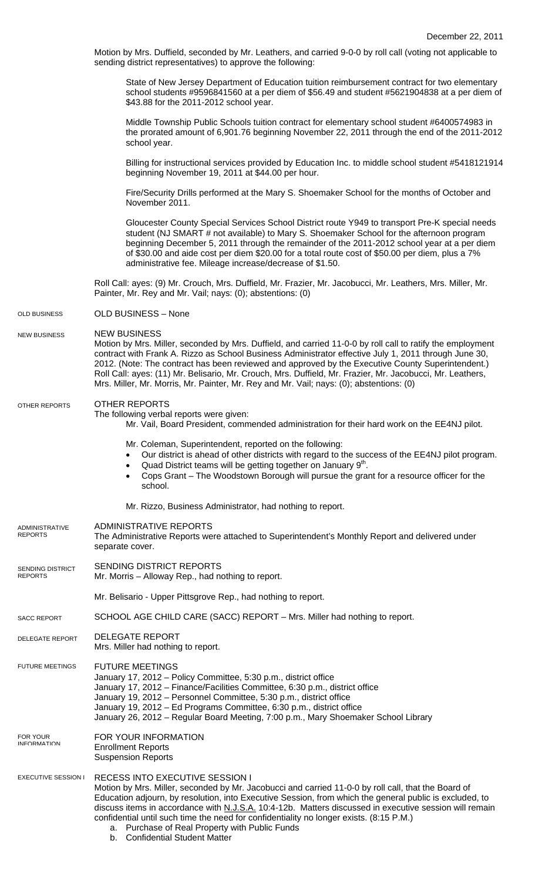December 22, 2011

Motion by Mrs. Duffield, seconded by Mr. Leathers, and carried 9-0-0 by roll call (voting not applicable to sending district representatives) to approve the following:

State of New Jersey Department of Education tuition reimbursement contract for two elementary school students #9596841560 at a per diem of $56.49 and student #5621904838 at a per diem of $43.88 for the 2011-2012 school year.

Middle Township Public Schools tuition contract for elementary school student #6400574983 in the prorated amount of 6,901.76 beginning November 22, 2011 through the end of the 2011-2012 school year.

Billing for instructional services provided by Education Inc. to middle school student #5418121914 beginning November 19, 2011 at $44.00 per hour.

Fire/Security Drills performed at the Mary S. Shoemaker School for the months of October and November 2011.

Gloucester County Special Services School District route Y949 to transport Pre-K special needs student (NJ SMART # not available) to Mary S. Shoemaker School for the afternoon program beginning December 5, 2011 through the remainder of the 2011-2012 school year at a per diem of $30.00 and aide cost per diem $20.00 for a total route cost of $50.00 per diem, plus a 7% administrative fee. Mileage increase/decrease of $1.50.

Roll Call: ayes: (9) Mr. Crouch, Mrs. Duffield, Mr. Frazier, Mr. Jacobucci, Mr. Leathers, Mrs. Miller, Mr. Painter, Mr. Rey and Mr. Vail; nays: (0); abstentions: (0)

OLD BUSINESS

OLD BUSINESS – None

NEW BUSINESS

NEW BUSINESS

Motion by Mrs. Miller, seconded by Mrs. Duffield, and carried 11-0-0 by roll call to ratify the employment contract with Frank A. Rizzo as School Business Administrator effective July 1, 2011 through June 30, 2012. (Note: The contract has been reviewed and approved by the Executive County Superintendent.) Roll Call: ayes: (11) Mr. Belisario, Mr. Crouch, Mrs. Duffield, Mr. Frazier, Mr. Jacobucci, Mr. Leathers, Mrs. Miller, Mr. Morris, Mr. Painter, Mr. Rey and Mr. Vail; nays: (0); abstentions: (0)

OTHER REPORTS

OTHER REPORTS

The following verbal reports were given:

Mr. Vail, Board President, commended administration for their hard work on the EE4NJ pilot.

Mr. Coleman, Superintendent, reported on the following:

- Our district is ahead of other districts with regard to the success of the EE4NJ pilot program.
- Quad District teams will be getting together on January 9th.
- Cops Grant – The Woodstown Borough will pursue the grant for a resource officer for the school.

Mr. Rizzo, Business Administrator, had nothing to report.

ADMINISTRATIVE REPORTS

ADMINISTRATIVE REPORTS

The Administrative Reports were attached to Superintendent's Monthly Report and delivered under separate cover.

SENDING DISTRICT REPORTS

SENDING DISTRICT REPORTS

Mr. Morris – Alloway Rep., had nothing to report.

Mr. Belisario - Upper Pittsgrove Rep., had nothing to report.

SACC REPORT

SCHOOL AGE CHILD CARE (SACC) REPORT – Mrs. Miller had nothing to report.

DELEGATE REPORT

DELEGATE REPORT

Mrs. Miller had nothing to report.

FUTURE MEETINGS

FUTURE MEETINGS

January 17, 2012 – Policy Committee, 5:30 p.m., district office
January 17, 2012 – Finance/Facilities Committee, 6:30 p.m., district office
January 19, 2012 – Personnel Committee, 5:30 p.m., district office
January 19, 2012 – Ed Programs Committee, 6:30 p.m., district office
January 26, 2012 – Regular Board Meeting, 7:00 p.m., Mary Shoemaker School Library

FOR YOUR INFORMATION

FOR YOUR INFORMATION

Enrollment Reports
Suspension Reports

EXECUTIVE SESSION I

RECESS INTO EXECUTIVE SESSION I

Motion by Mrs. Miller, seconded by Mr. Jacobucci and carried 11-0-0 by roll call, that the Board of Education adjourn, by resolution, into Executive Session, from which the general public is excluded, to discuss items in accordance with N.J.S.A. 10:4-12b. Matters discussed in executive session will remain confidential until such time the need for confidentiality no longer exists. (8:15 P.M.)

a. Purchase of Real Property with Public Funds
b. Confidential Student Matter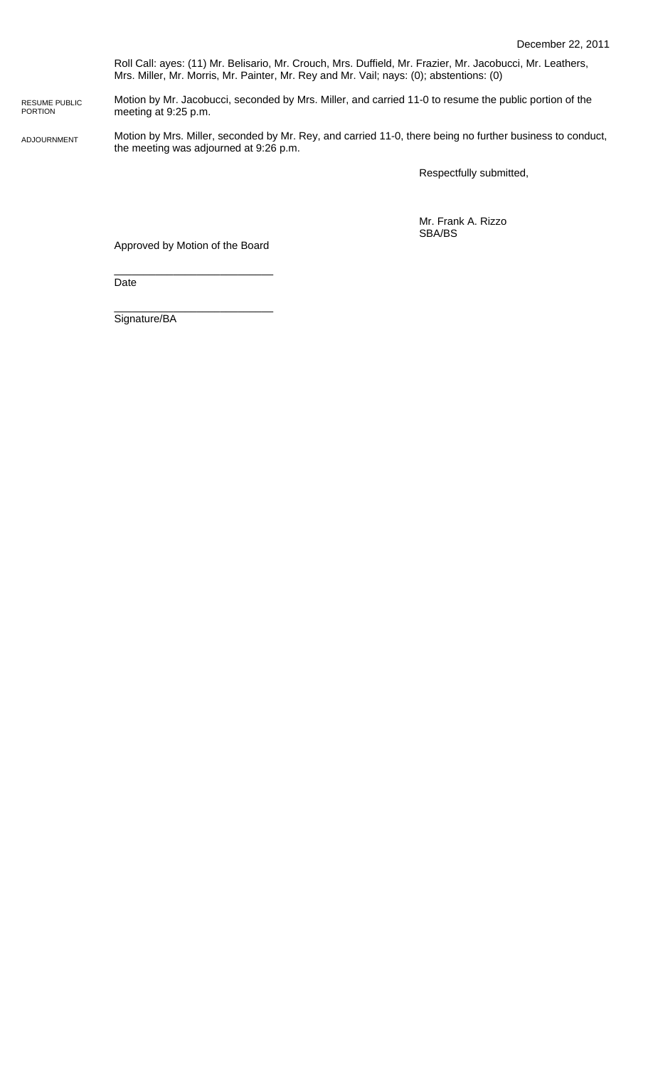Roll Call: ayes: (11) Mr. Belisario, Mr. Crouch, Mrs. Duffield, Mr. Frazier, Mr. Jacobucci, Mr. Leathers, Mrs. Miller, Mr. Morris, Mr. Painter, Mr. Rey and Mr. Vail; nays: (0); abstentions: (0)

RESUME PUBLIC PORTION

Motion by Mr. Jacobucci, seconded by Mrs. Miller, and carried 11-0 to resume the public portion of the meeting at 9:25 p.m.

ADJOURNMENT

Motion by Mrs. Miller, seconded by Mr. Rey, and carried 11-0, there being no further business to conduct, the meeting was adjourned at 9:26 p.m.

Respectfully submitted,

Mr. Frank A. Rizzo
SBA/BS

Approved by Motion of the Board

\_\_\_\_\_\_\_\_\_\_\_\_\_\_\_\_\_\_\_\_\_\_\_\_\_\_\_\_
Date

\_\_\_\_\_\_\_\_\_\_\_\_\_\_\_\_\_\_\_\_\_\_\_\_\_\_\_\_
Signature/BA